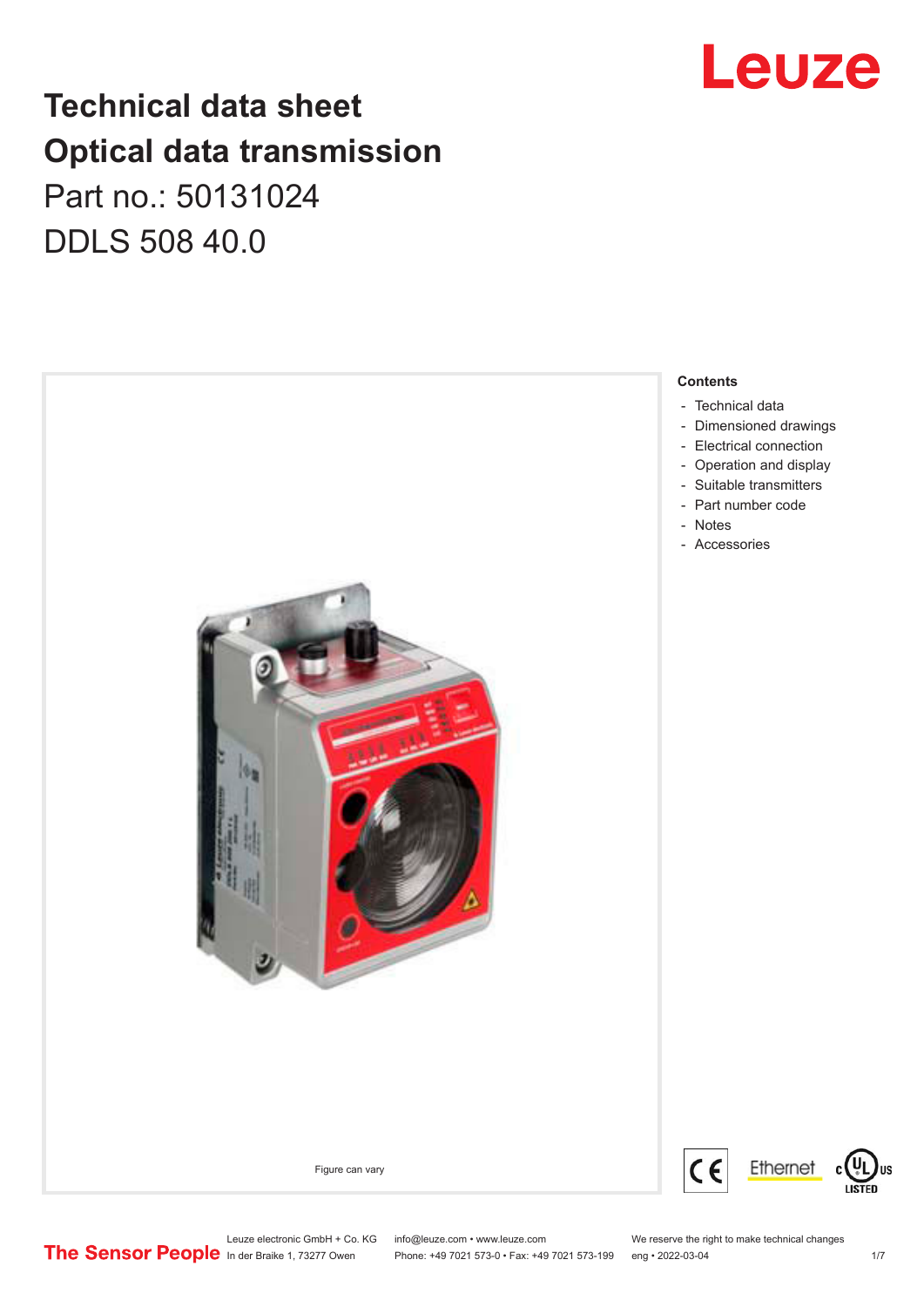# Technical data sheet
# Optical data transmission
## Part no.: 50131024
## DDLS 508 40.0

Figure can vary

**Contents**

- Technical data
- Dimensioned drawings
- Electrical connection
- Operation and display
- Suitable transmitters
- Part number code
- Notes
- Accessories

Leuze electronic GmbH + Co. KG
In der Braike 1, 73277 Owen

info@leuze.com • www.leuze.com
Phone: +49 7021 573-0 • Fax: +49 7021 573-199

We reserve the right to make technical changes
eng • 2022-03-04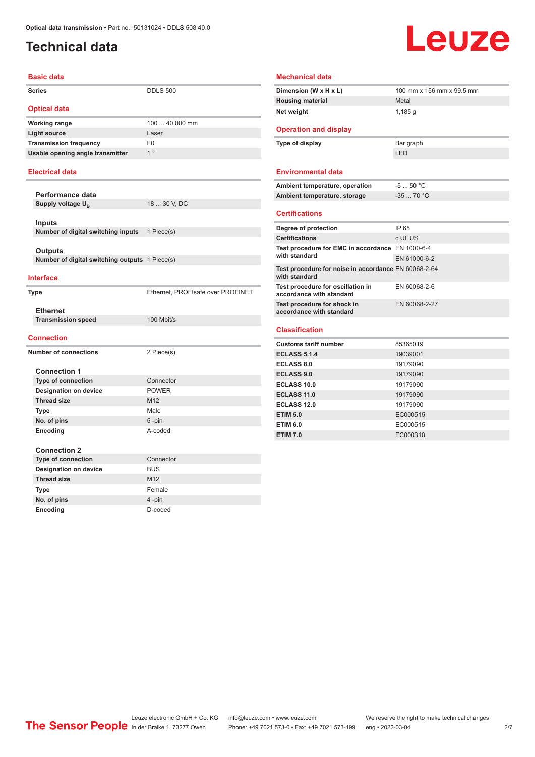# Technical data

## Basic data

| | |
|---|---|
| **Series** | DDLS 500 |

## Optical data

| | |
|---|---|
| **Working range** | 100 ... 40,000 mm |
| **Light source** | Laser |
| **Transmission frequency** | F0 |
| **Usable opening angle transmitter** | 1 ° |

## Electrical data

### Performance data

| | |
|---|---|
| **Supply voltage $U_B$** | 18 ... 30 V, DC |

### Inputs

| | |
|---|---|
| **Number of digital switching inputs** | 1 Piece(s) |

### Outputs

| | |
|---|---|
| **Number of digital switching outputs** | 1 Piece(s) |

## Interface

| | |
|---|---|
| **Type** | Ethernet, PROFIsafe over PROFINET |

### Ethernet

| | |
|---|---|
| **Transmission speed** | 100 Mbit/s |

## Connection

| | |
|---|---|
| **Number of connections** | 2 Piece(s) |

### Connection 1

| | |
|---|---|
| **Type of connection** | Connector |
| **Designation on device** | POWER |
| **Thread size** | M12 |
| **Type** | Male |
| **No. of pins** | 5 -pin |
| **Encoding** | A-coded |

### Connection 2

| | |
|---|---|
| **Type of connection** | Connector |
| **Designation on device** | BUS |
| **Thread size** | M12 |
| **Type** | Female |
| **No. of pins** | 4 -pin |
| **Encoding** | D-coded |

## Mechanical data

| | |
|---|---|
| **Dimension (W x H x L)** | 100 mm x 156 mm x 99.5 mm |
| **Housing material** | Metal |
| **Net weight** | 1,185 g |

## Operation and display

| | |
|---|---|
| **Type of display** | Bar graph |
| | LED |

## Environmental data

| | |
|---|---|
| **Ambient temperature, operation** | -5 ... 50 °C |
| **Ambient temperature, storage** | -35 ... 70 °C |

## Certifications

| | |
|---|---|
| **Degree of protection** | IP 65 |
| **Certifications** | c UL US |
| **Test procedure for EMC in accordance with standard** | EN 1000-6-4 |
| | EN 61000-6-2 |
| **Test procedure for noise in accordance with standard** | EN 60068-2-64 |
| **Test procedure for oscillation in accordance with standard** | EN 60068-2-6 |
| **Test procedure for shock in accordance with standard** | EN 60068-2-27 |

## Classification

| | |
|---|---|
| **Customs tariff number** | 85365019 |
| **ECLASS 5.1.4** | 19039001 |
| **ECLASS 8.0** | 19179090 |
| **ECLASS 9.0** | 19179090 |
| **ECLASS 10.0** | 19179090 |
| **ECLASS 11.0** | 19179090 |
| **ECLASS 12.0** | 19179090 |
| **ETIM 5.0** | EC000515 |
| **ETIM 6.0** | EC000515 |
| **ETIM 7.0** | EC000310 |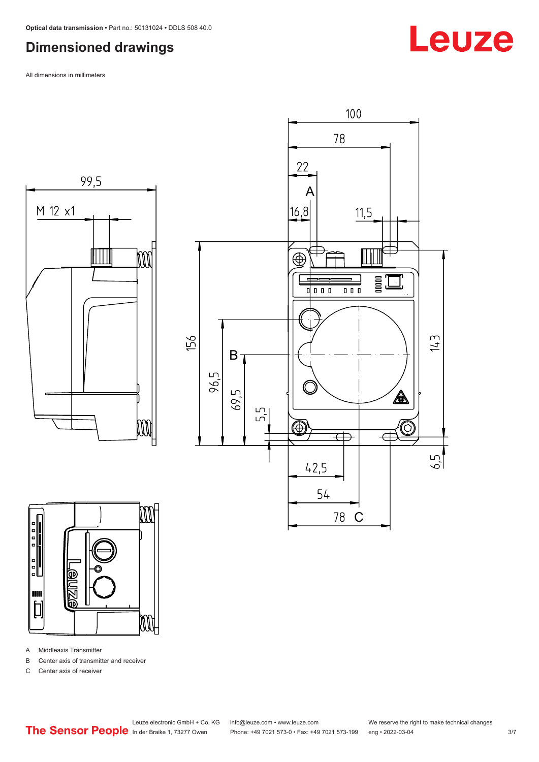## Dimensioned drawings

All dimensions in millimeters

A Middleaxis Transmitter

B Center axis of transmitter and receiver

C Center axis of receiver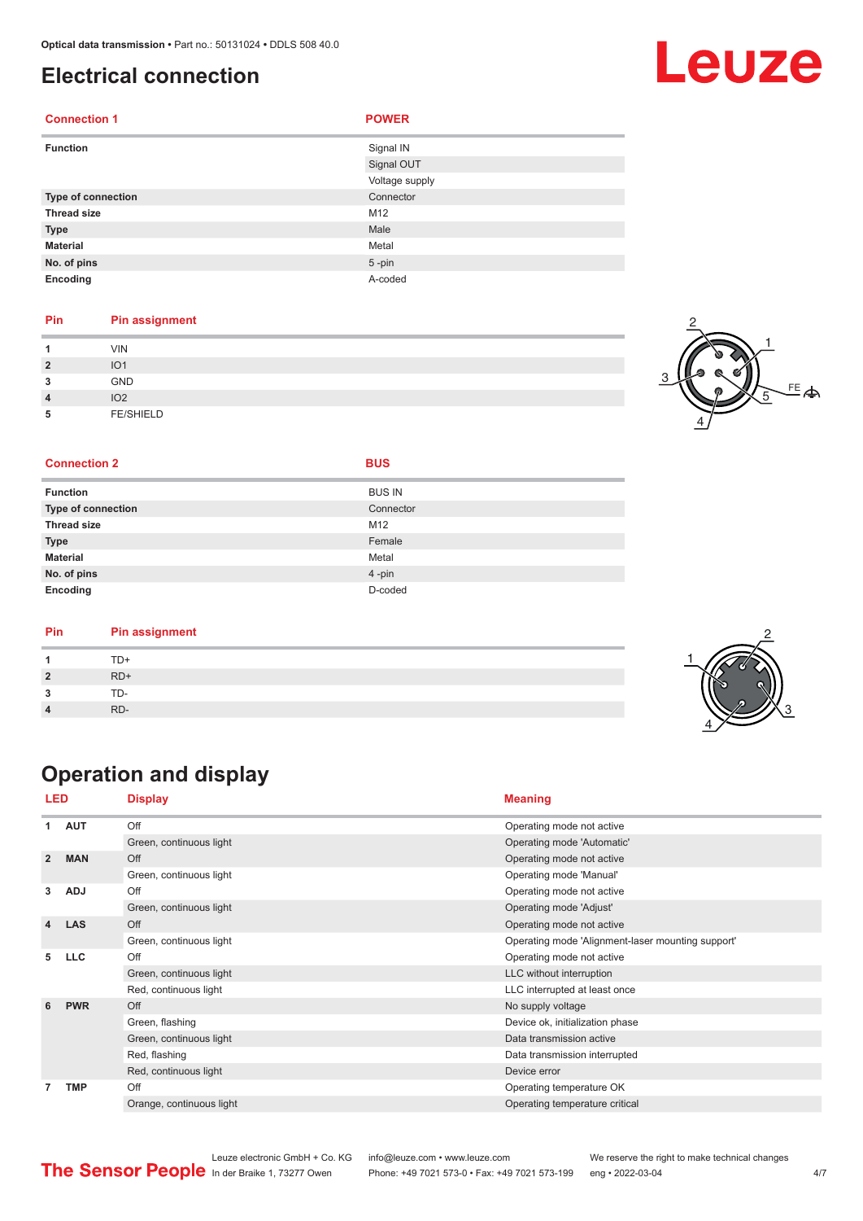# Electrical connection

| Connection 1 | POWER |
|---|---|
| Function | Signal IN |
| | Signal OUT |
| | Voltage supply |
| Type of connection | Connector |
| Thread size | M12 |
| Type | Male |
| Material | Metal |
| No. of pins | 5 -pin |
| Encoding | A-coded |

| Pin | Pin assignment |
|---|---|
| 1 | VIN |
| 2 | IO1 |
| 3 | GND |
| 4 | IO2 |
| 5 | FE/SHIELD |

| Connection 2 | BUS |
|---|---|
| Function | BUS IN |
| Type of connection | Connector |
| Thread size | M12 |
| Type | Female |
| Material | Metal |
| No. of pins | 4 -pin |
| Encoding | D-coded |

| Pin | Pin assignment |
|---|---|
| 1 | TD+ |
| 2 | RD+ |
| 3 | TD- |
| 4 | RD- |

# Operation and display

| LED | | Display | Meaning |
|---|---|---|---|
| 1 | AUT | Off | Operating mode not active |
| | | Green, continuous light | Operating mode 'Automatic' |
| 2 | MAN | Off | Operating mode not active |
| | | Green, continuous light | Operating mode 'Manual' |
| 3 | ADJ | Off | Operating mode not active |
| | | Green, continuous light | Operating mode 'Adjust' |
| 4 | LAS | Off | Operating mode not active |
| | | Green, continuous light | Operating mode 'Alignment-laser mounting support' |
| 5 | LLC | Off | Operating mode not active |
| | | Green, continuous light | LLC without interruption |
| | | Red, continuous light | LLC interrupted at least once |
| 6 | PWR | Off | No supply voltage |
| | | Green, flashing | Device ok, initialization phase |
| | | Green, continuous light | Data transmission active |
| | | Red, flashing | Data transmission interrupted |
| | | Red, continuous light | Device error |
| 7 | TMP | Off | Operating temperature OK |
| | | Orange, continuous light | Operating temperature critical |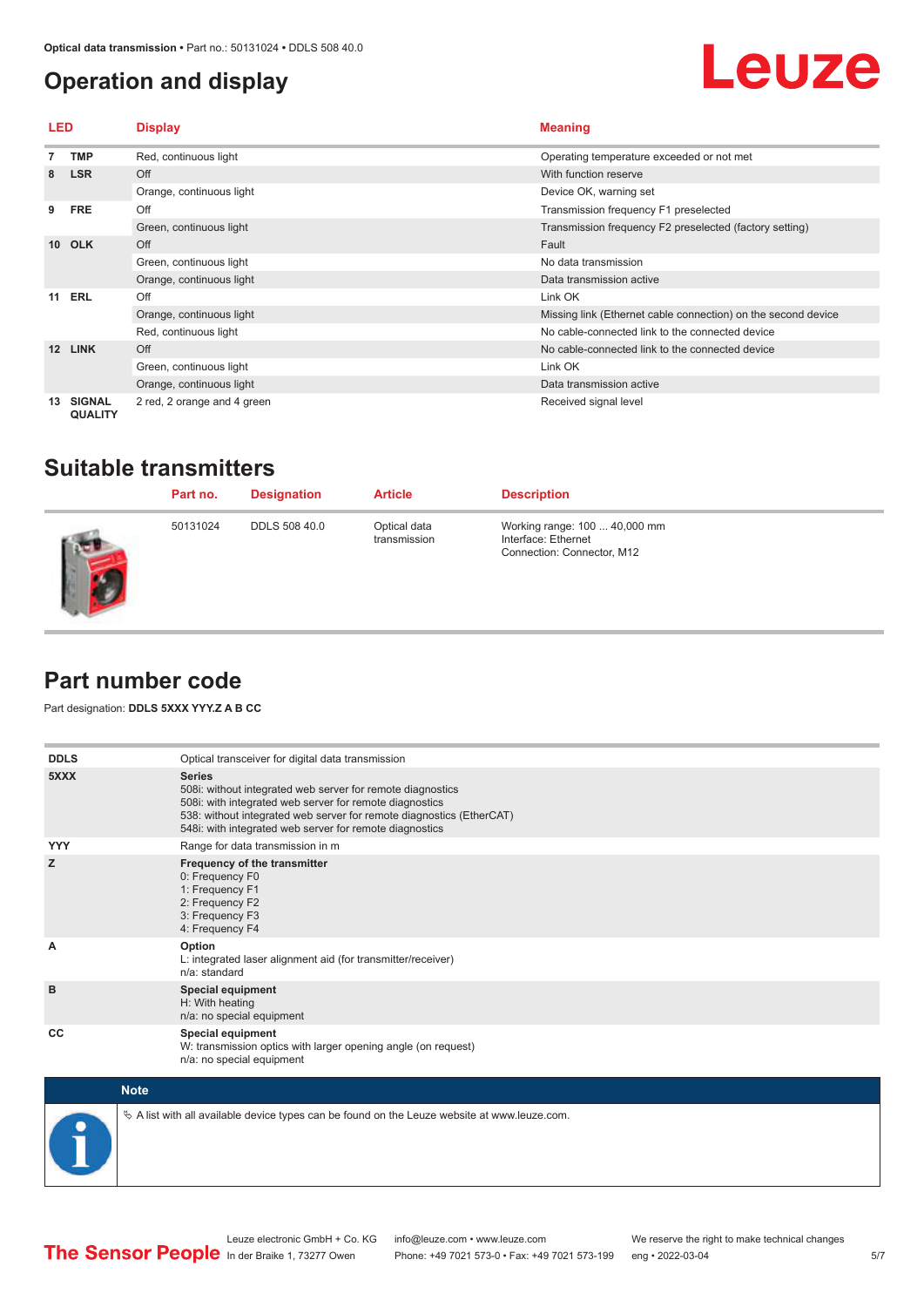## Operation and display

| LED | | Display | Meaning |
|---|---|---|---|
| 7 | TMP | Red, continuous light | Operating temperature exceeded or not met |
| 8 | LSR | Off | With function reserve |
| | | Orange, continuous light | Device OK, warning set |
| 9 | FRE | Off | Transmission frequency F1 preselected |
| | | Green, continuous light | Transmission frequency F2 preselected (factory setting) |
| 10 | OLK | Off | Fault |
| | | Green, continuous light | No data transmission |
| | | Orange, continuous light | Data transmission active |
| 11 | ERL | Off | Link OK |
| | | Orange, continuous light | Missing link (Ethernet cable connection) on the second device |
| | | Red, continuous light | No cable-connected link to the connected device |
| 12 | LINK | Off | No cable-connected link to the connected device |
| | | Green, continuous light | Link OK |
| | | Orange, continuous light | Data transmission active |
| 13 | SIGNAL QUALITY | 2 red, 2 orange and 4 green | Received signal level |

## Suitable transmitters

| Part no. | Designation | Article | Description |
|---|---|---|---|
| 50131024 | DDLS 508 40.0 | Optical data transmission | Working range: 100 ... 40,000 mm<br>Interface: Ethernet<br>Connection: Connector, M12 |

## Part number code

Part designation: **DDLS 5XXX YYY.Z A B CC**

| | |
|---|---|
| **DDLS** | Optical transceiver for digital data transmission |
| **5XXX** | **Series**<br>508i: without integrated web server for remote diagnostics<br>508i: with integrated web server for remote diagnostics<br>538: without integrated web server for remote diagnostics (EtherCAT)<br>548i: with integrated web server for remote diagnostics |
| **YYY** | Range for data transmission in m |
| **Z** | **Frequency of the transmitter**<br>0: Frequency F0<br>1: Frequency F1<br>2: Frequency F2<br>3: Frequency F3<br>4: Frequency F4 |
| **A** | **Option**<br>L: integrated laser alignment aid (for transmitter/receiver)<br>n/a: standard |
| **B** | **Special equipment**<br>H: With heating<br>n/a: no special equipment |
| **CC** | **Special equipment**<br>W: transmission optics with larger opening angle (on request)<br>n/a: no special equipment |

**Note**

↪ A list with all available device types can be found on the Leuze website at www.leuze.com.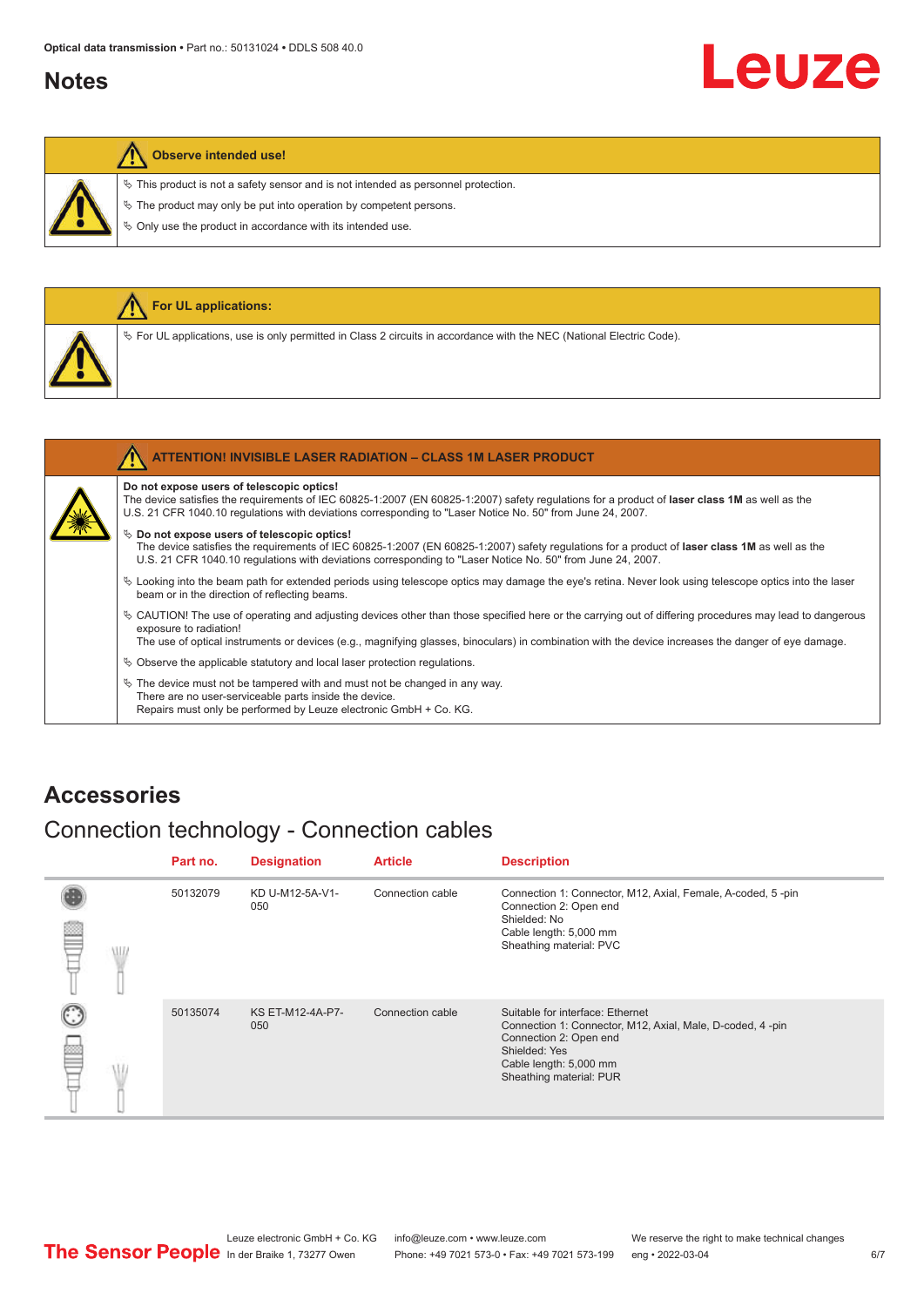# Notes

**Observe intended use!**

- ↪ This product is not a safety sensor and is not intended as personnel protection.
- ↪ The product may only be put into operation by competent persons.
- ↪ Only use the product in accordance with its intended use.

**For UL applications:**

- ↪ For UL applications, use is only permitted in Class 2 circuits in accordance with the NEC (National Electric Code).

**ATTENTION! INVISIBLE LASER RADIATION – CLASS 1M LASER PRODUCT**

**Do not expose users of telescopic optics!**
The device satisfies the requirements of IEC 60825-1:2007 (EN 60825-1:2007) safety regulations for a product of **laser class 1M** as well as the U.S. 21 CFR 1040.10 regulations with deviations corresponding to "Laser Notice No. 50" from June 24, 2007.

- ↪ **Do not expose users of telescopic optics!**
  The device satisfies the requirements of IEC 60825-1:2007 (EN 60825-1:2007) safety regulations for a product of **laser class 1M** as well as the U.S. 21 CFR 1040.10 regulations with deviations corresponding to "Laser Notice No. 50" from June 24, 2007.
- ↪ Looking into the beam path for extended periods using telescope optics may damage the eye's retina. Never look using telescope optics into the laser beam or in the direction of reflecting beams.
- ↪ CAUTION! The use of operating and adjusting devices other than those specified here or the carrying out of differing procedures may lead to dangerous exposure to radiation!
  The use of optical instruments or devices (e.g., magnifying glasses, binoculars) in combination with the device increases the danger of eye damage.
- ↪ Observe the applicable statutory and local laser protection regulations.
- ↪ The device must not be tampered with and must not be changed in any way.
  There are no user-serviceable parts inside the device.
  Repairs must only be performed by Leuze electronic GmbH + Co. KG.

# Accessories

## Connection technology - Connection cables

| Part no. | Designation | Article | Description |
|---|---|---|---|
| 50132079 | KD U-M12-5A-V1-050 | Connection cable | Connection 1: Connector, M12, Axial, Female, A-coded, 5 -pin<br>Connection 2: Open end<br>Shielded: No<br>Cable length: 5,000 mm<br>Sheathing material: PVC |
| 50135074 | KS ET-M12-4A-P7-050 | Connection cable | Suitable for interface: Ethernet<br>Connection 1: Connector, M12, Axial, Male, D-coded, 4 -pin<br>Connection 2: Open end<br>Shielded: Yes<br>Cable length: 5,000 mm<br>Sheathing material: PUR |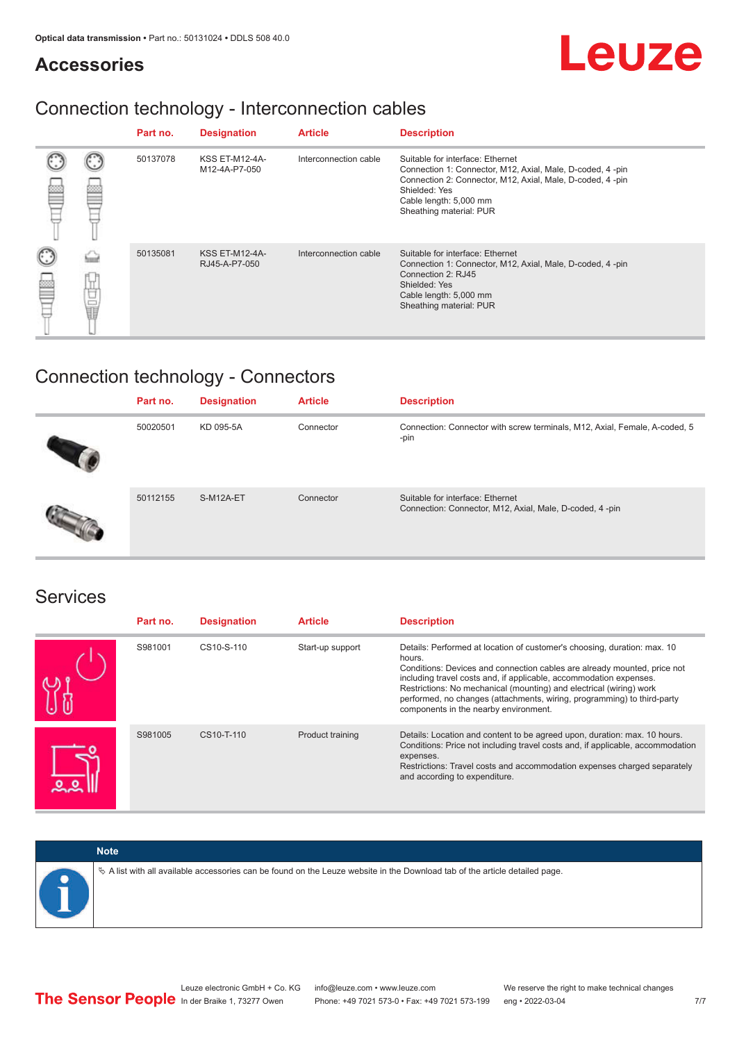## Accessories

### Connection technology - Interconnection cables

| | Part no. | Designation | Article | Description |
|---|---|---|---|---|
| | 50137078 | KSS ET-M12-4A-M12-4A-P7-050 | Interconnection cable | Suitable for interface: Ethernet<br>Connection 1: Connector, M12, Axial, Male, D-coded, 4 -pin<br>Connection 2: Connector, M12, Axial, Male, D-coded, 4 -pin<br>Shielded: Yes<br>Cable length: 5,000 mm<br>Sheathing material: PUR |
| | 50135081 | KSS ET-M12-4A-RJ45-A-P7-050 | Interconnection cable | Suitable for interface: Ethernet<br>Connection 1: Connector, M12, Axial, Male, D-coded, 4 -pin<br>Connection 2: RJ45<br>Shielded: Yes<br>Cable length: 5,000 mm<br>Sheathing material: PUR |

### Connection technology - Connectors

| | Part no. | Designation | Article | Description |
|---|---|---|---|---|
| | 50020501 | KD 095-5A | Connector | Connection: Connector with screw terminals, M12, Axial, Female, A-coded, 5 -pin |
| | 50112155 | S-M12A-ET | Connector | Suitable for interface: Ethernet<br>Connection: Connector, M12, Axial, Male, D-coded, 4 -pin |

### Services

| | Part no. | Designation | Article | Description |
|---|---|---|---|---|
| | S981001 | CS10-S-110 | Start-up support | Details: Performed at location of customer's choosing, duration: max. 10 hours.<br>Conditions: Devices and connection cables are already mounted, price not including travel costs and, if applicable, accommodation expenses.<br>Restrictions: No mechanical (mounting) and electrical (wiring) work performed, no changes (attachments, wiring, programming) to third-party components in the nearby environment. |
| | S981005 | CS10-T-110 | Product training | Details: Location and content to be agreed upon, duration: max. 10 hours.<br>Conditions: Price not including travel costs and, if applicable, accommodation expenses.<br>Restrictions: Travel costs and accommodation expenses charged separately and according to expenditure. |

**Note**

✎ A list with all available accessories can be found on the Leuze website in the Download tab of the article detailed page.